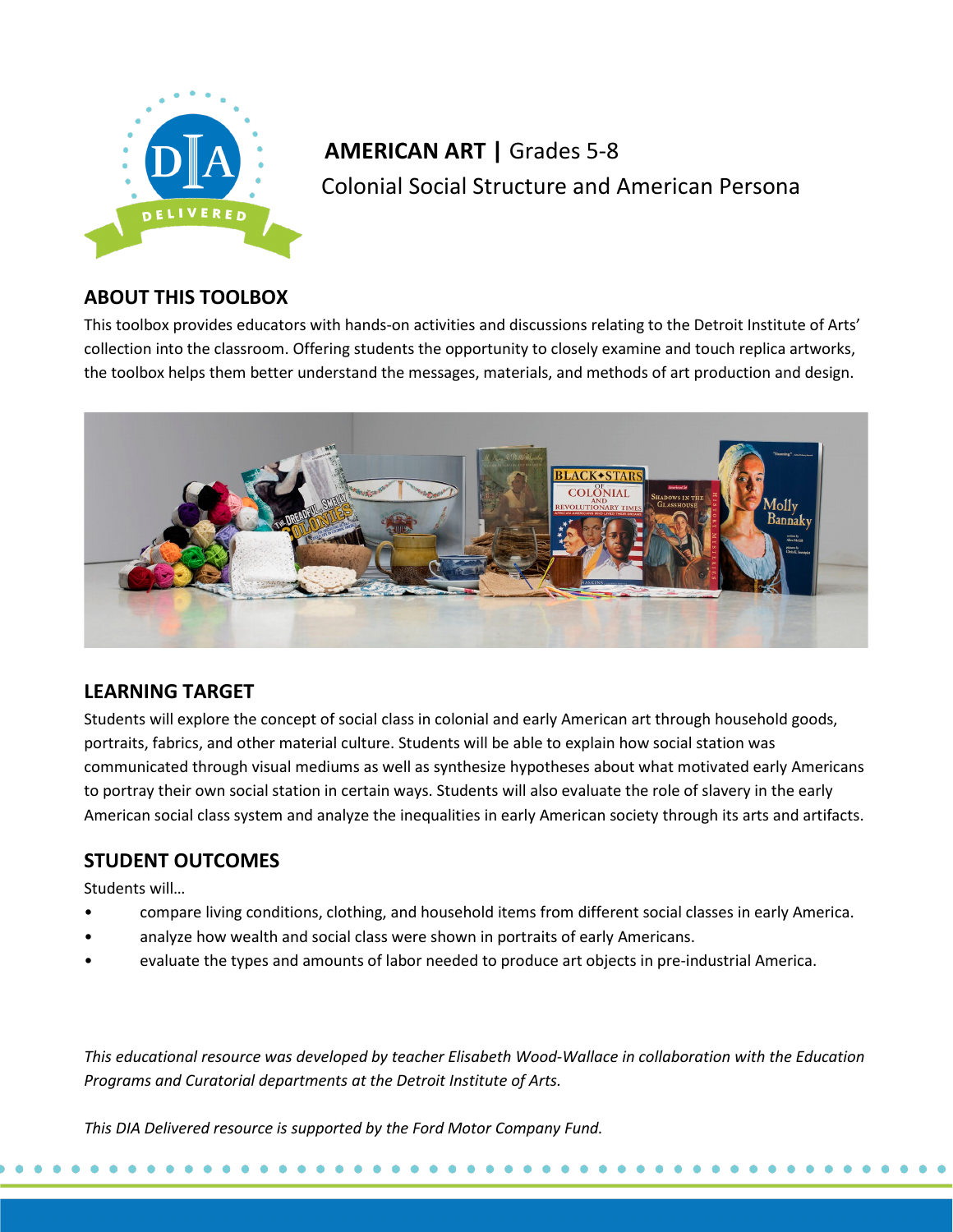**AMERICAN ART | Grades 5-8**

Colonial Social Structure and American Persona

## ABOUT THIS TOOLBOX

This toolbox provides educators with hands-on activities and discussions relating to the Detroit Institute of Arts' collection into the classroom. Offering students the opportunity to closely examine and touch replica artworks, the toolbox helps them better understand the messages, materials, and methods of art production and design.

## LEARNING TARGET

Students will explore the concept of social class in colonial and early American art through household goods, portraits, fabrics, and other material culture. Students will be able to explain how social station was communicated through visual mediums as well as synthesize hypotheses about what motivated early Americans to portray their own social station in certain ways. Students will also evaluate the role of slavery in the early American social class system and analyze the inequalities in early American society through its arts and artifacts.

## STUDENT OUTCOMES

Students will…

- compare living conditions, clothing, and household items from different social classes in early America.
- analyze how wealth and social class were shown in portraits of early Americans.
- evaluate the types and amounts of labor needed to produce art objects in pre-industrial America.

*This educational resource was developed by teacher Elisabeth Wood-Wallace in collaboration with the Education Programs and Curatorial departments at the Detroit Institute of Arts.*

*This DIA Delivered resource is supported by the Ford Motor Company Fund.*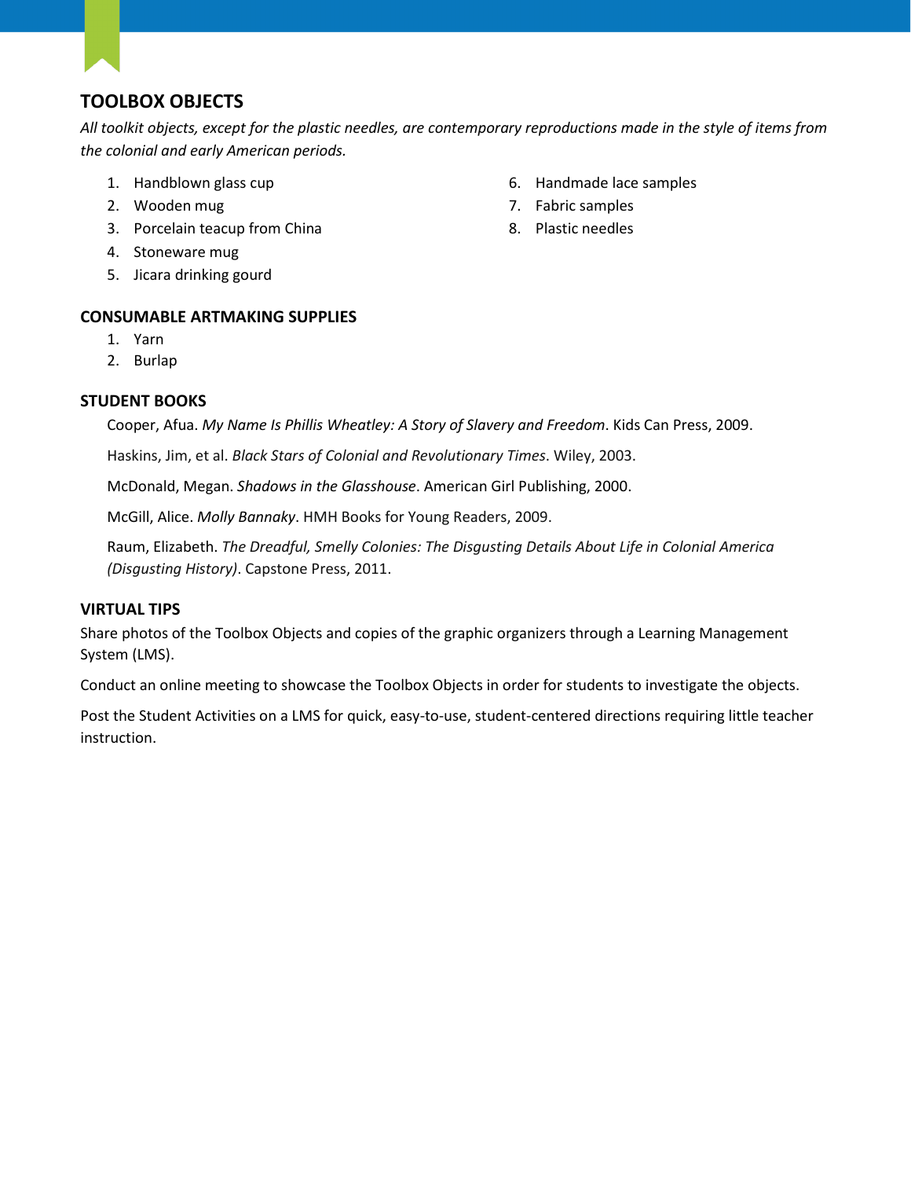## TOOLBOX OBJECTS

*All toolkit objects, except for the plastic needles, are contemporary reproductions made in the style of items from the colonial and early American periods.*

1. Handblown glass cup
2. Wooden mug
3. Porcelain teacup from China
4. Stoneware mug
5. Jicara drinking gourd
6. Handmade lace samples
7. Fabric samples
8. Plastic needles

## CONSUMABLE ARTMAKING SUPPLIES

1. Yarn
2. Burlap

## STUDENT BOOKS

Cooper, Afua. *My Name Is Phillis Wheatley: A Story of Slavery and Freedom*. Kids Can Press, 2009.

Haskins, Jim, et al. *Black Stars of Colonial and Revolutionary Times*. Wiley, 2003.

McDonald, Megan. *Shadows in the Glasshouse*. American Girl Publishing, 2000.

McGill, Alice. *Molly Bannaky*. HMH Books for Young Readers, 2009.

Raum, Elizabeth. *The Dreadful, Smelly Colonies: The Disgusting Details About Life in Colonial America (Disgusting History)*. Capstone Press, 2011.

## VIRTUAL TIPS

Share photos of the Toolbox Objects and copies of the graphic organizers through a Learning Management System (LMS).

Conduct an online meeting to showcase the Toolbox Objects in order for students to investigate the objects.

Post the Student Activities on a LMS for quick, easy-to-use, student-centered directions requiring little teacher instruction.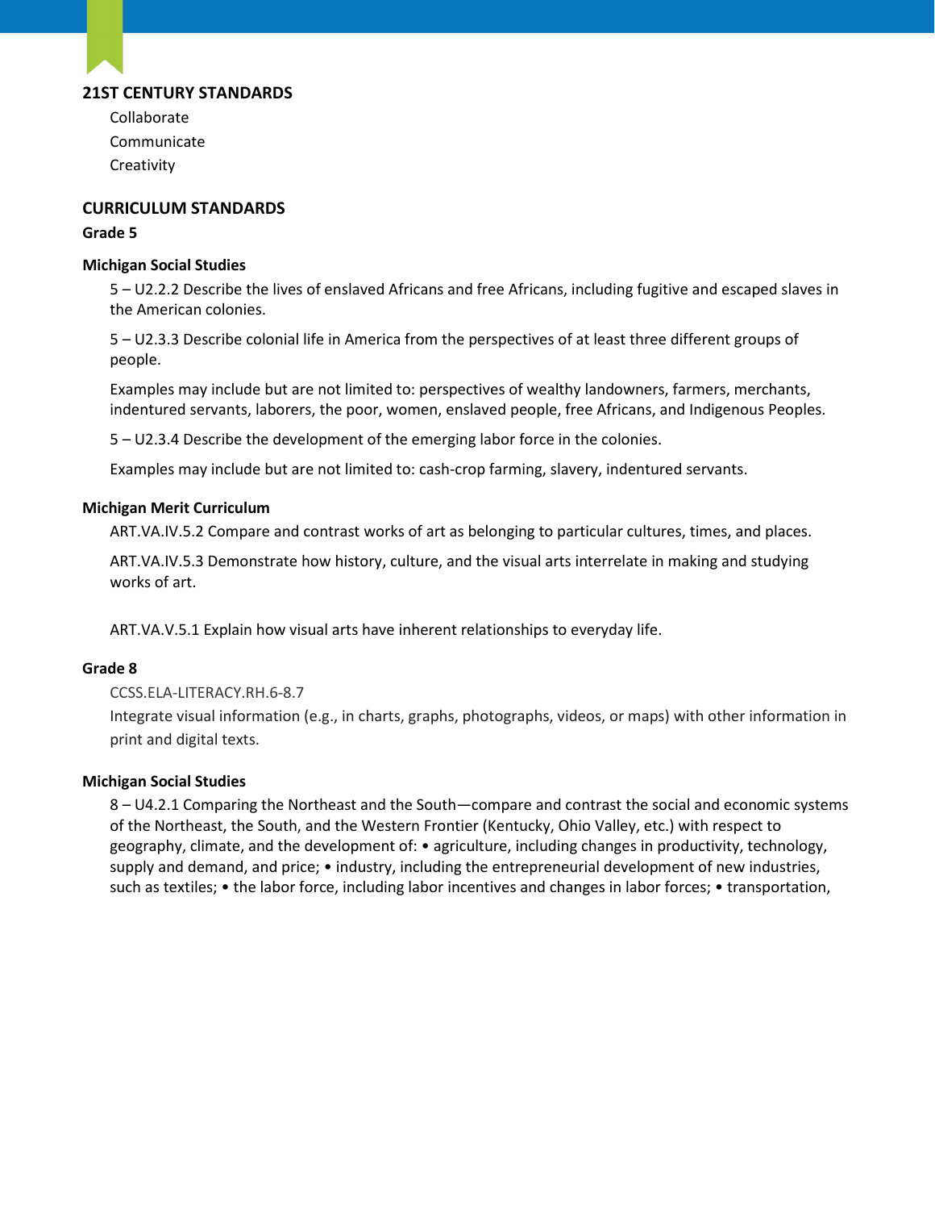## 21ST CENTURY STANDARDS

Collaborate

Communicate

Creativity

## CURRICULUM STANDARDS

### Grade 5

#### Michigan Social Studies

5 – U2.2.2 Describe the lives of enslaved Africans and free Africans, including fugitive and escaped slaves in the American colonies.

5 – U2.3.3 Describe colonial life in America from the perspectives of at least three different groups of people.

Examples may include but are not limited to: perspectives of wealthy landowners, farmers, merchants, indentured servants, laborers, the poor, women, enslaved people, free Africans, and Indigenous Peoples.

5 – U2.3.4 Describe the development of the emerging labor force in the colonies.

Examples may include but are not limited to: cash-crop farming, slavery, indentured servants.

#### Michigan Merit Curriculum

ART.VA.IV.5.2 Compare and contrast works of art as belonging to particular cultures, times, and places.

ART.VA.IV.5.3 Demonstrate how history, culture, and the visual arts interrelate in making and studying works of art.

ART.VA.V.5.1 Explain how visual arts have inherent relationships to everyday life.

### Grade 8

CCSS.ELA-LITERACY.RH.6-8.7

Integrate visual information (e.g., in charts, graphs, photographs, videos, or maps) with other information in print and digital texts.

#### Michigan Social Studies

8 – U4.2.1 Comparing the Northeast and the South—compare and contrast the social and economic systems of the Northeast, the South, and the Western Frontier (Kentucky, Ohio Valley, etc.) with respect to geography, climate, and the development of: • agriculture, including changes in productivity, technology, supply and demand, and price; • industry, including the entrepreneurial development of new industries, such as textiles; • the labor force, including labor incentives and changes in labor forces; • transportation,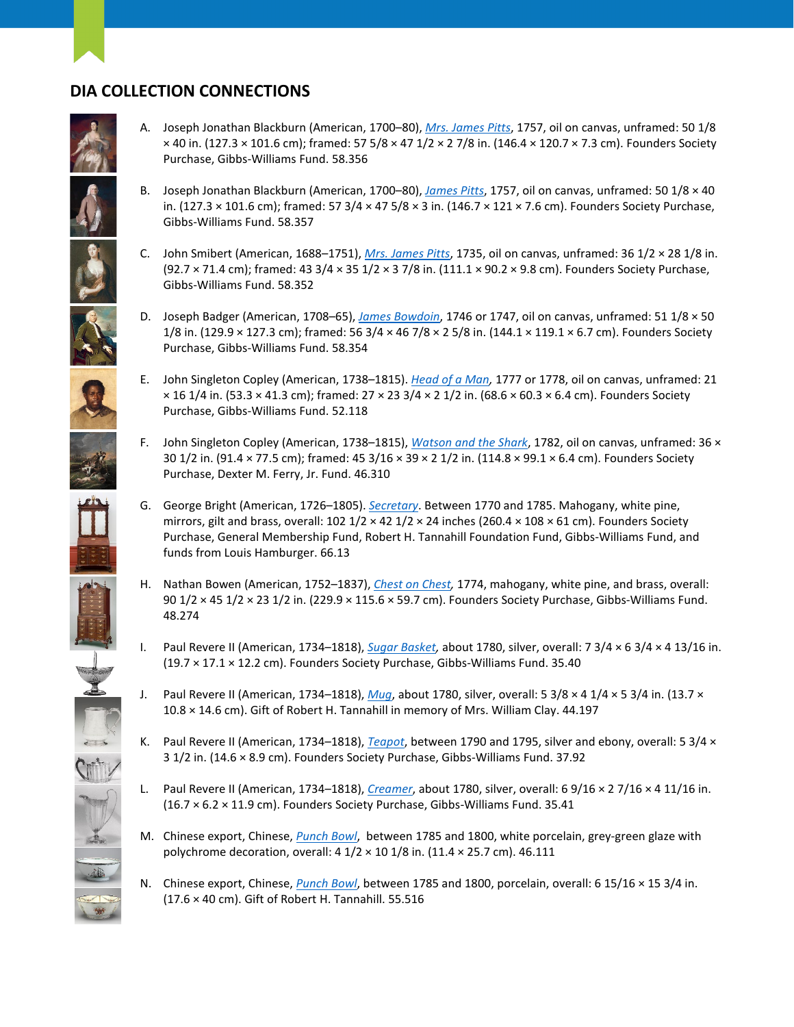## DIA COLLECTION CONNECTIONS

A. Joseph Jonathan Blackburn (American, 1700–80), *Mrs. James Pitts*, 1757, oil on canvas, unframed: 50 1/8 × 40 in. (127.3 × 101.6 cm); framed: 57 5/8 × 47 1/2 × 2 7/8 in. (146.4 × 120.7 × 7.3 cm). Founders Society Purchase, Gibbs-Williams Fund. 58.356

B. Joseph Jonathan Blackburn (American, 1700–80), *James Pitts*, 1757, oil on canvas, unframed: 50 1/8 × 40 in. (127.3 × 101.6 cm); framed: 57 3/4 × 47 5/8 × 3 in. (146.7 × 121 × 7.6 cm). Founders Society Purchase, Gibbs-Williams Fund. 58.357

C. John Smibert (American, 1688–1751), *Mrs. James Pitts*, 1735, oil on canvas, unframed: 36 1/2 × 28 1/8 in. (92.7 × 71.4 cm); framed: 43 3/4 × 35 1/2 × 3 7/8 in. (111.1 × 90.2 × 9.8 cm). Founders Society Purchase, Gibbs-Williams Fund. 58.352

D. Joseph Badger (American, 1708–65), *James Bowdoin*, 1746 or 1747, oil on canvas, unframed: 51 1/8 × 50 1/8 in. (129.9 × 127.3 cm); framed: 56 3/4 × 46 7/8 × 2 5/8 in. (144.1 × 119.1 × 6.7 cm). Founders Society Purchase, Gibbs-Williams Fund. 58.354

E. John Singleton Copley (American, 1738–1815). *Head of a Man*, 1777 or 1778, oil on canvas, unframed: 21 × 16 1/4 in. (53.3 × 41.3 cm); framed: 27 × 23 3/4 × 2 1/2 in. (68.6 × 60.3 × 6.4 cm). Founders Society Purchase, Gibbs-Williams Fund. 52.118

F. John Singleton Copley (American, 1738–1815), *Watson and the Shark*, 1782, oil on canvas, unframed: 36 × 30 1/2 in. (91.4 × 77.5 cm); framed: 45 3/16 × 39 × 2 1/2 in. (114.8 × 99.1 × 6.4 cm). Founders Society Purchase, Dexter M. Ferry, Jr. Fund. 46.310

G. George Bright (American, 1726–1805). *Secretary*. Between 1770 and 1785. Mahogany, white pine, mirrors, gilt and brass, overall: 102 1/2 × 42 1/2 × 24 inches (260.4 × 108 × 61 cm). Founders Society Purchase, General Membership Fund, Robert H. Tannahill Foundation Fund, Gibbs-Williams Fund, and funds from Louis Hamburger. 66.13

H. Nathan Bowen (American, 1752–1837), *Chest on Chest*, 1774, mahogany, white pine, and brass, overall: 90 1/2 × 45 1/2 × 23 1/2 in. (229.9 × 115.6 × 59.7 cm). Founders Society Purchase, Gibbs-Williams Fund. 48.274

I. Paul Revere II (American, 1734–1818), *Sugar Basket*, about 1780, silver, overall: 7 3/4 × 6 3/4 × 4 13/16 in. (19.7 × 17.1 × 12.2 cm). Founders Society Purchase, Gibbs-Williams Fund. 35.40

J. Paul Revere II (American, 1734–1818), *Mug*, about 1780, silver, overall: 5 3/8 × 4 1/4 × 5 3/4 in. (13.7 × 10.8 × 14.6 cm). Gift of Robert H. Tannahill in memory of Mrs. William Clay. 44.197

K. Paul Revere II (American, 1734–1818), *Teapot*, between 1790 and 1795, silver and ebony, overall: 5 3/4 × 3 1/2 in. (14.6 × 8.9 cm). Founders Society Purchase, Gibbs-Williams Fund. 37.92

L. Paul Revere II (American, 1734–1818), *Creamer*, about 1780, silver, overall: 6 9/16 × 2 7/16 × 4 11/16 in. (16.7 × 6.2 × 11.9 cm). Founders Society Purchase, Gibbs-Williams Fund. 35.41

M. Chinese export, Chinese, *Punch Bowl*, between 1785 and 1800, white porcelain, grey-green glaze with polychrome decoration, overall: 4 1/2 × 10 1/8 in. (11.4 × 25.7 cm). 46.111

N. Chinese export, Chinese, *Punch Bowl*, between 1785 and 1800, porcelain, overall: 6 15/16 × 15 3/4 in. (17.6 × 40 cm). Gift of Robert H. Tannahill. 55.516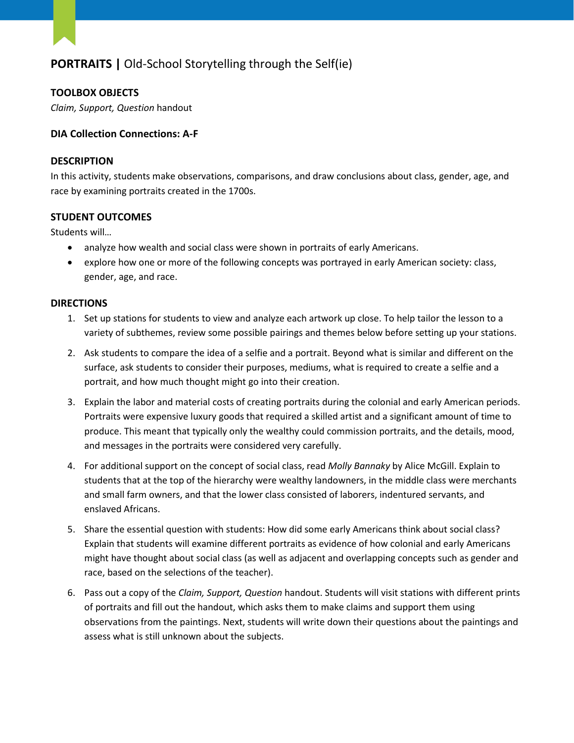## **PORTRAITS |** Old-School Storytelling through the Self(ie)

### TOOLBOX OBJECTS

*Claim, Support, Question* handout

### DIA Collection Connections: A-F

### DESCRIPTION

In this activity, students make observations, comparisons, and draw conclusions about class, gender, age, and race by examining portraits created in the 1700s.

### STUDENT OUTCOMES

Students will…

- analyze how wealth and social class were shown in portraits of early Americans.
- explore how one or more of the following concepts was portrayed in early American society: class, gender, age, and race.

### DIRECTIONS

1. Set up stations for students to view and analyze each artwork up close. To help tailor the lesson to a variety of subthemes, review some possible pairings and themes below before setting up your stations.
2. Ask students to compare the idea of a selfie and a portrait. Beyond what is similar and different on the surface, ask students to consider their purposes, mediums, what is required to create a selfie and a portrait, and how much thought might go into their creation.
3. Explain the labor and material costs of creating portraits during the colonial and early American periods. Portraits were expensive luxury goods that required a skilled artist and a significant amount of time to produce. This meant that typically only the wealthy could commission portraits, and the details, mood, and messages in the portraits were considered very carefully.
4. For additional support on the concept of social class, read *Molly Bannaky* by Alice McGill. Explain to students that at the top of the hierarchy were wealthy landowners, in the middle class were merchants and small farm owners, and that the lower class consisted of laborers, indentured servants, and enslaved Africans.
5. Share the essential question with students: How did some early Americans think about social class? Explain that students will examine different portraits as evidence of how colonial and early Americans might have thought about social class (as well as adjacent and overlapping concepts such as gender and race, based on the selections of the teacher).
6. Pass out a copy of the *Claim, Support, Question* handout. Students will visit stations with different prints of portraits and fill out the handout, which asks them to make claims and support them using observations from the paintings. Next, students will write down their questions about the paintings and assess what is still unknown about the subjects.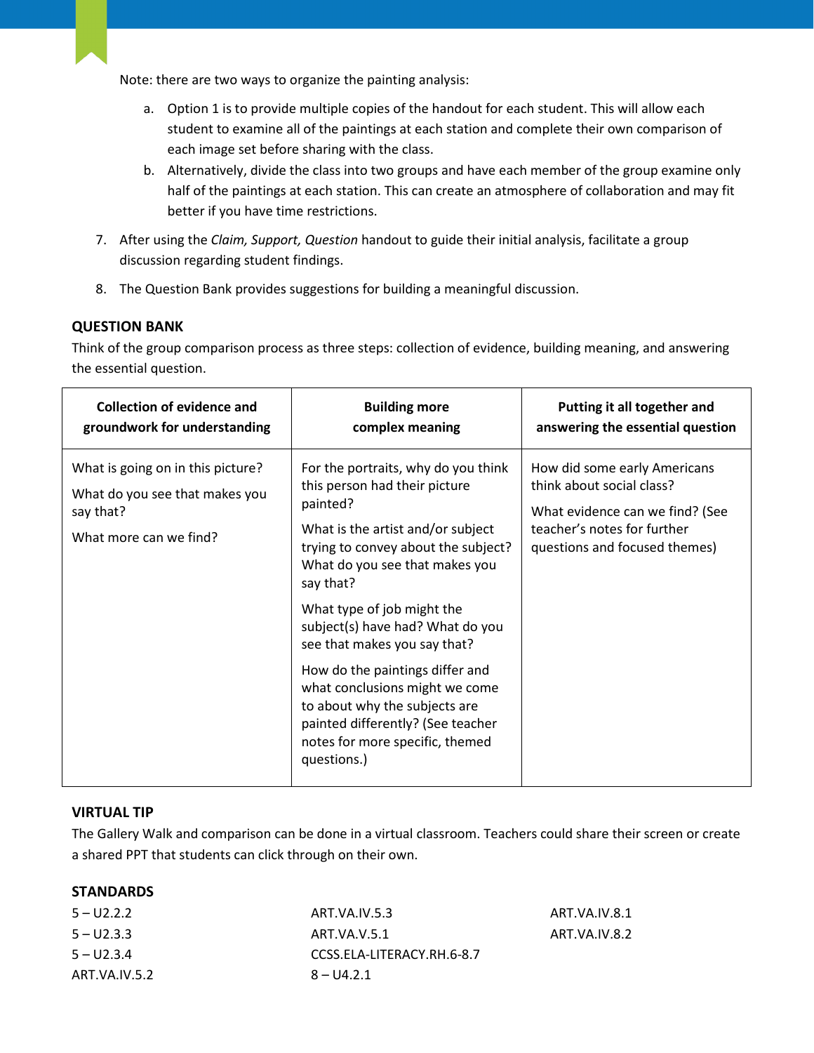Note: there are two ways to organize the painting analysis:

a. Option 1 is to provide multiple copies of the handout for each student. This will allow each student to examine all of the paintings at each station and complete their own comparison of each image set before sharing with the class.
b. Alternatively, divide the class into two groups and have each member of the group examine only half of the paintings at each station. This can create an atmosphere of collaboration and may fit better if you have time restrictions.

7. After using the *Claim, Support, Question* handout to guide their initial analysis, facilitate a group discussion regarding student findings.
8. The Question Bank provides suggestions for building a meaningful discussion.

## QUESTION BANK

Think of the group comparison process as three steps: collection of evidence, building meaning, and answering the essential question.

| Collection of evidence and groundwork for understanding | Building more complex meaning | Putting it all together and answering the essential question |
|---|---|---|
| What is going on in this picture?<br><br>What do you see that makes you say that?<br><br>What more can we find? | For the portraits, why do you think this person had their picture painted?<br><br>What is the artist and/or subject trying to convey about the subject? What do you see that makes you say that?<br><br>What type of job might the subject(s) have had? What do you see that makes you say that?<br><br>How do the paintings differ and what conclusions might we come to about why the subjects are painted differently? (See teacher notes for more specific, themed questions.) | How did some early Americans think about social class?<br><br>What evidence can we find? (See teacher's notes for further questions and focused themes) |

## VIRTUAL TIP

The Gallery Walk and comparison can be done in a virtual classroom. Teachers could share their screen or create a shared PPT that students can click through on their own.

## STANDARDS

5 – U2.2.2
5 – U2.3.3
5 – U2.3.4
ART.VA.IV.5.2
ART.VA.IV.5.3
ART.VA.V.5.1
CCSS.ELA-LITERACY.RH.6-8.7
8 – U4.2.1
ART.VA.IV.8.1
ART.VA.IV.8.2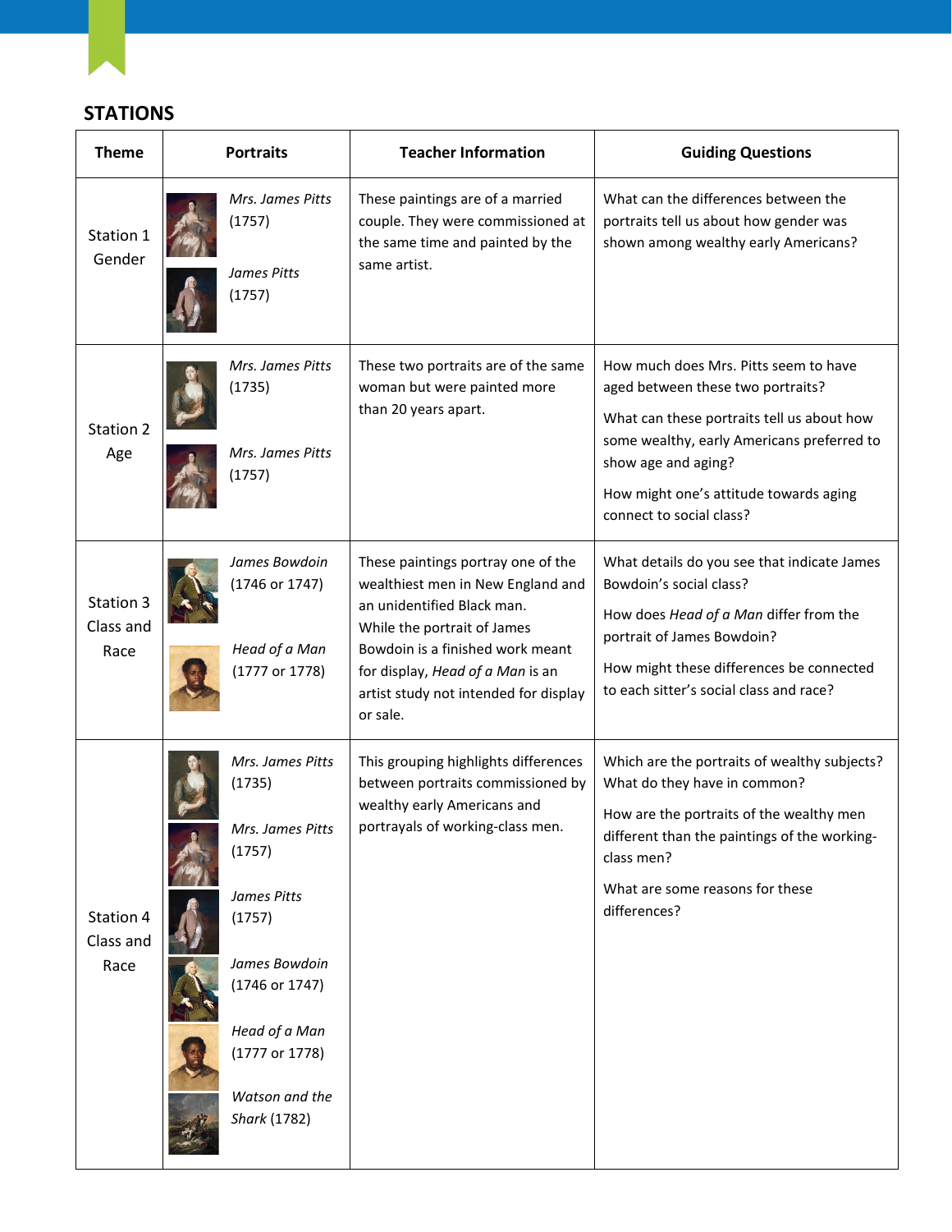## STATIONS

| Theme | Portraits | Teacher Information | Guiding Questions |
|---|---|---|---|
| Station 1 Gender | *Mrs. James Pitts* (1757)<br>*James Pitts* (1757) | These paintings are of a married couple. They were commissioned at the same time and painted by the same artist. | What can the differences between the portraits tell us about how gender was shown among wealthy early Americans? |
| Station 2 Age | *Mrs. James Pitts* (1735)<br>*Mrs. James Pitts* (1757) | These two portraits are of the same woman but were painted more than 20 years apart. | How much does Mrs. Pitts seem to have aged between these two portraits?<br>What can these portraits tell us about how some wealthy, early Americans preferred to show age and aging?<br>How might one's attitude towards aging connect to social class? |
| Station 3 Class and Race | *James Bowdoin* (1746 or 1747)<br>*Head of a Man* (1777 or 1778) | These paintings portray one of the wealthiest men in New England and an unidentified Black man. While the portrait of James Bowdoin is a finished work meant for display, *Head of a Man* is an artist study not intended for display or sale. | What details do you see that indicate James Bowdoin's social class?<br>How does *Head of a Man* differ from the portrait of James Bowdoin?<br>How might these differences be connected to each sitter's social class and race? |
| Station 4 Class and Race | *Mrs. James Pitts* (1735)<br>*Mrs. James Pitts* (1757)<br>*James Pitts* (1757)<br>*James Bowdoin* (1746 or 1747)<br>*Head of a Man* (1777 or 1778)<br>*Watson and the Shark* (1782) | This grouping highlights differences between portraits commissioned by wealthy early Americans and portrayals of working-class men. | Which are the portraits of wealthy subjects? What do they have in common?<br>How are the portraits of the wealthy men different than the paintings of the working-class men?<br>What are some reasons for these differences? |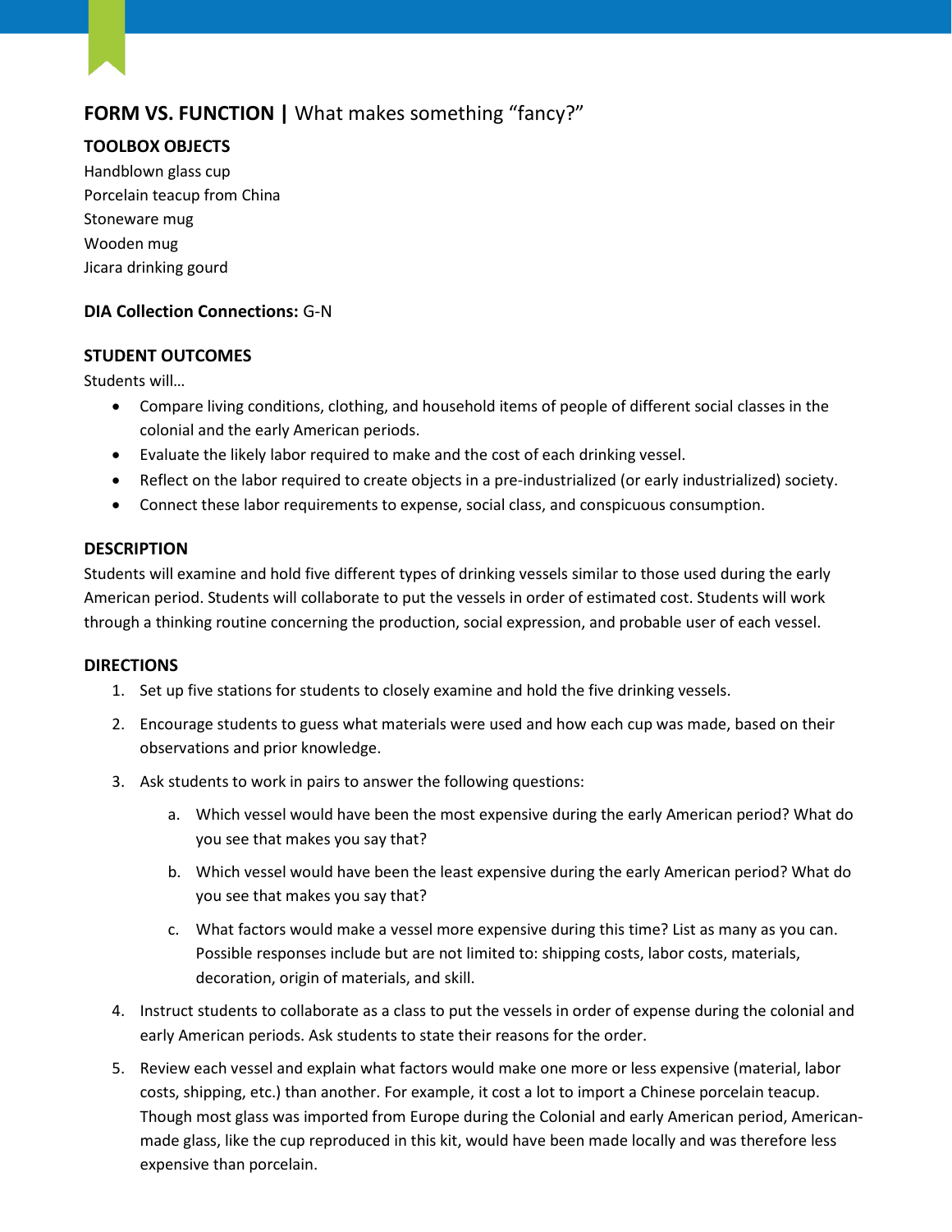## **FORM VS. FUNCTION |** What makes something "fancy?"

### TOOLBOX OBJECTS

Handblown glass cup
Porcelain teacup from China
Stoneware mug
Wooden mug
Jicara drinking gourd

**DIA Collection Connections:** G-N

### STUDENT OUTCOMES

Students will…

- Compare living conditions, clothing, and household items of people of different social classes in the colonial and the early American periods.
- Evaluate the likely labor required to make and the cost of each drinking vessel.
- Reflect on the labor required to create objects in a pre-industrialized (or early industrialized) society.
- Connect these labor requirements to expense, social class, and conspicuous consumption.

### DESCRIPTION

Students will examine and hold five different types of drinking vessels similar to those used during the early American period. Students will collaborate to put the vessels in order of estimated cost. Students will work through a thinking routine concerning the production, social expression, and probable user of each vessel.

### DIRECTIONS

1. Set up five stations for students to closely examine and hold the five drinking vessels.
2. Encourage students to guess what materials were used and how each cup was made, based on their observations and prior knowledge.
3. Ask students to work in pairs to answer the following questions:
   a. Which vessel would have been the most expensive during the early American period? What do you see that makes you say that?
   b. Which vessel would have been the least expensive during the early American period? What do you see that makes you say that?
   c. What factors would make a vessel more expensive during this time? List as many as you can. Possible responses include but are not limited to: shipping costs, labor costs, materials, decoration, origin of materials, and skill.
4. Instruct students to collaborate as a class to put the vessels in order of expense during the colonial and early American periods. Ask students to state their reasons for the order.
5. Review each vessel and explain what factors would make one more or less expensive (material, labor costs, shipping, etc.) than another. For example, it cost a lot to import a Chinese porcelain teacup. Though most glass was imported from Europe during the Colonial and early American period, American-made glass, like the cup reproduced in this kit, would have been made locally and was therefore less expensive than porcelain.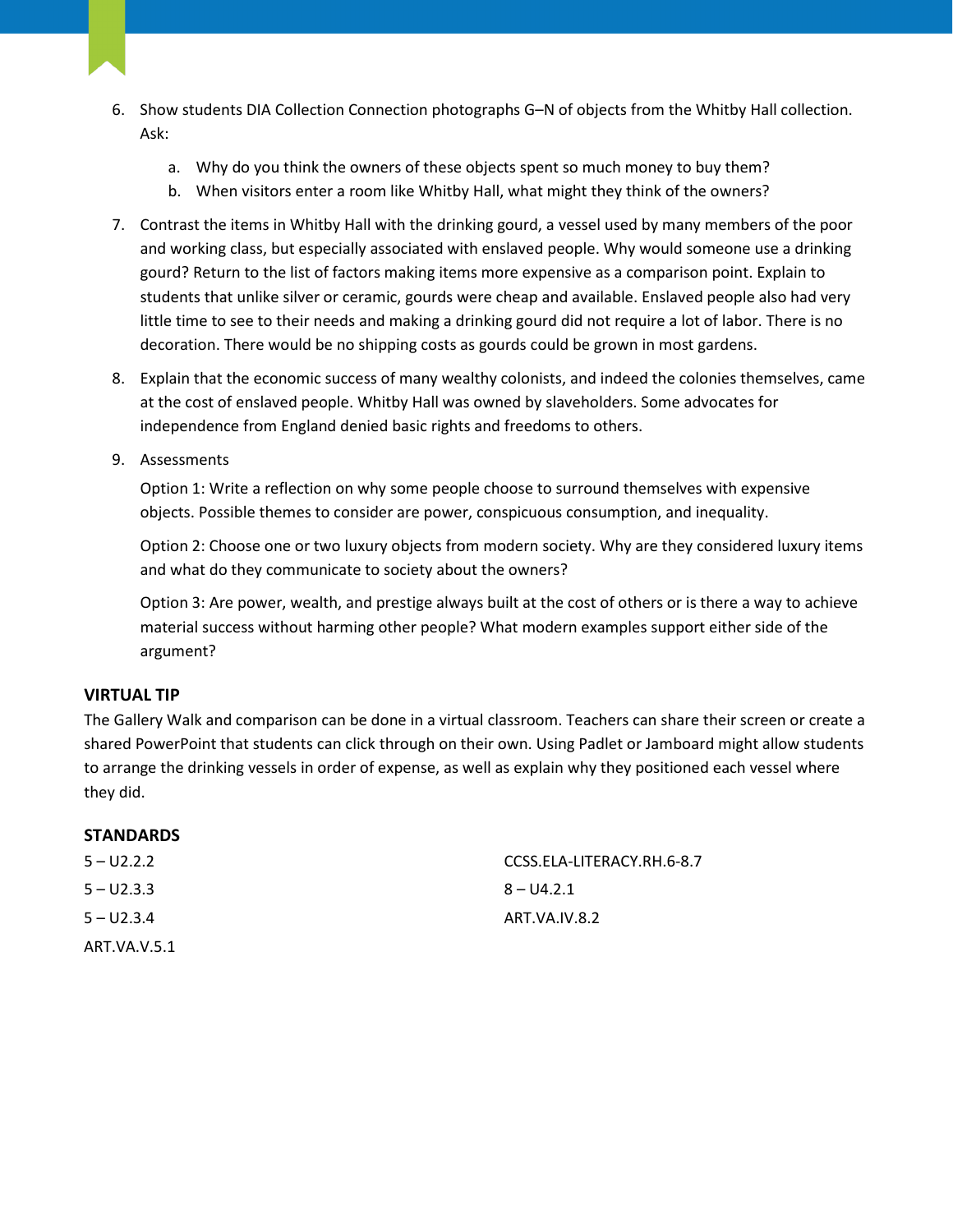6. Show students DIA Collection Connection photographs G–N of objects from the Whitby Hall collection. Ask:

   a. Why do you think the owners of these objects spent so much money to buy them?
   b. When visitors enter a room like Whitby Hall, what might they think of the owners?

7. Contrast the items in Whitby Hall with the drinking gourd, a vessel used by many members of the poor and working class, but especially associated with enslaved people. Why would someone use a drinking gourd? Return to the list of factors making items more expensive as a comparison point. Explain to students that unlike silver or ceramic, gourds were cheap and available. Enslaved people also had very little time to see to their needs and making a drinking gourd did not require a lot of labor. There is no decoration. There would be no shipping costs as gourds could be grown in most gardens.

8. Explain that the economic success of many wealthy colonists, and indeed the colonies themselves, came at the cost of enslaved people. Whitby Hall was owned by slaveholders. Some advocates for independence from England denied basic rights and freedoms to others.

9. Assessments

   Option 1: Write a reflection on why some people choose to surround themselves with expensive objects. Possible themes to consider are power, conspicuous consumption, and inequality.

   Option 2: Choose one or two luxury objects from modern society. Why are they considered luxury items and what do they communicate to society about the owners?

   Option 3: Are power, wealth, and prestige always built at the cost of others or is there a way to achieve material success without harming other people? What modern examples support either side of the argument?

### VIRTUAL TIP

The Gallery Walk and comparison can be done in a virtual classroom. Teachers can share their screen or create a shared PowerPoint that students can click through on their own. Using Padlet or Jamboard might allow students to arrange the drinking vessels in order of expense, as well as explain why they positioned each vessel where they did.

### STANDARDS

5 – U2.2.2

5 – U2.3.3

5 – U2.3.4

ART.VA.V.5.1

CCSS.ELA-LITERACY.RH.6-8.7

8 – U4.2.1

ART.VA.IV.8.2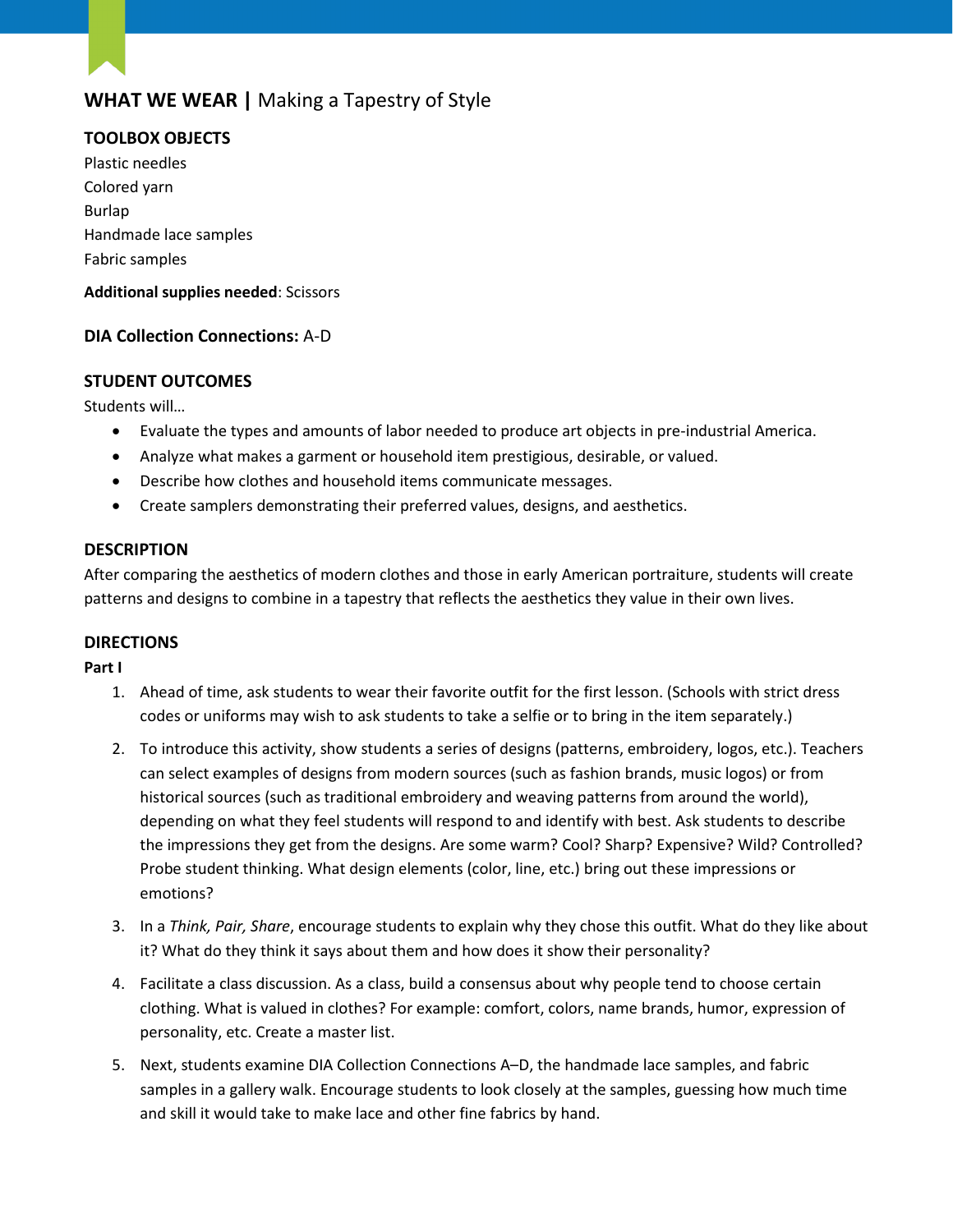# WHAT WE WEAR | Making a Tapestry of Style

## TOOLBOX OBJECTS

Plastic needles
Colored yarn
Burlap
Handmade lace samples
Fabric samples

**Additional supplies needed**: Scissors

## DIA Collection Connections: A-D

## STUDENT OUTCOMES

Students will…

- Evaluate the types and amounts of labor needed to produce art objects in pre-industrial America.
- Analyze what makes a garment or household item prestigious, desirable, or valued.
- Describe how clothes and household items communicate messages.
- Create samplers demonstrating their preferred values, designs, and aesthetics.

## DESCRIPTION

After comparing the aesthetics of modern clothes and those in early American portraiture, students will create patterns and designs to combine in a tapestry that reflects the aesthetics they value in their own lives.

## DIRECTIONS

**Part I**

1. Ahead of time, ask students to wear their favorite outfit for the first lesson. (Schools with strict dress codes or uniforms may wish to ask students to take a selfie or to bring in the item separately.)
2. To introduce this activity, show students a series of designs (patterns, embroidery, logos, etc.). Teachers can select examples of designs from modern sources (such as fashion brands, music logos) or from historical sources (such as traditional embroidery and weaving patterns from around the world), depending on what they feel students will respond to and identify with best. Ask students to describe the impressions they get from the designs. Are some warm? Cool? Sharp? Expensive? Wild? Controlled? Probe student thinking. What design elements (color, line, etc.) bring out these impressions or emotions?
3. In a *Think, Pair, Share*, encourage students to explain why they chose this outfit. What do they like about it? What do they think it says about them and how does it show their personality?
4. Facilitate a class discussion. As a class, build a consensus about why people tend to choose certain clothing. What is valued in clothes? For example: comfort, colors, name brands, humor, expression of personality, etc. Create a master list.
5. Next, students examine DIA Collection Connections A–D, the handmade lace samples, and fabric samples in a gallery walk. Encourage students to look closely at the samples, guessing how much time and skill it would take to make lace and other fine fabrics by hand.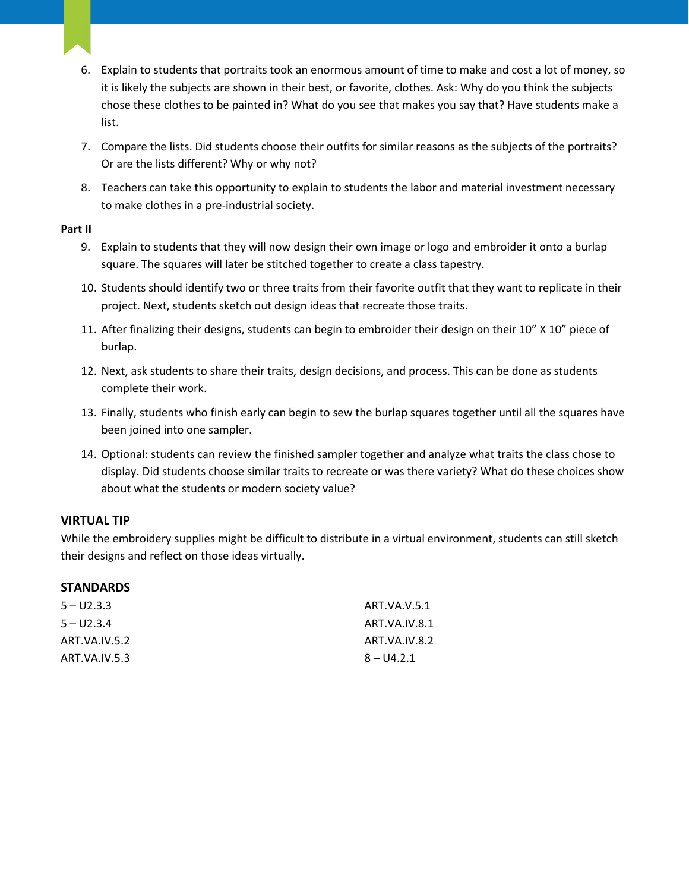6. Explain to students that portraits took an enormous amount of time to make and cost a lot of money, so it is likely the subjects are shown in their best, or favorite, clothes. Ask: Why do you think the subjects chose these clothes to be painted in? What do you see that makes you say that? Have students make a list.
7. Compare the lists. Did students choose their outfits for similar reasons as the subjects of the portraits? Or are the lists different? Why or why not?
8. Teachers can take this opportunity to explain to students the labor and material investment necessary to make clothes in a pre-industrial society.

**Part II**

9. Explain to students that they will now design their own image or logo and embroider it onto a burlap square. The squares will later be stitched together to create a class tapestry.
10. Students should identify two or three traits from their favorite outfit that they want to replicate in their project. Next, students sketch out design ideas that recreate those traits.
11. After finalizing their designs, students can begin to embroider their design on their 10” X 10” piece of burlap.
12. Next, ask students to share their traits, design decisions, and process. This can be done as students complete their work.
13. Finally, students who finish early can begin to sew the burlap squares together until all the squares have been joined into one sampler.
14. Optional: students can review the finished sampler together and analyze what traits the class chose to display. Did students choose similar traits to recreate or was there variety? What do these choices show about what the students or modern society value?

### VIRTUAL TIP

While the embroidery supplies might be difficult to distribute in a virtual environment, students can still sketch their designs and reflect on those ideas virtually.

### STANDARDS

5 – U2.3.3
5 – U2.3.4
ART.VA.IV.5.2
ART.VA.IV.5.3
ART.VA.V.5.1
ART.VA.IV.8.1
ART.VA.IV.8.2
8 – U4.2.1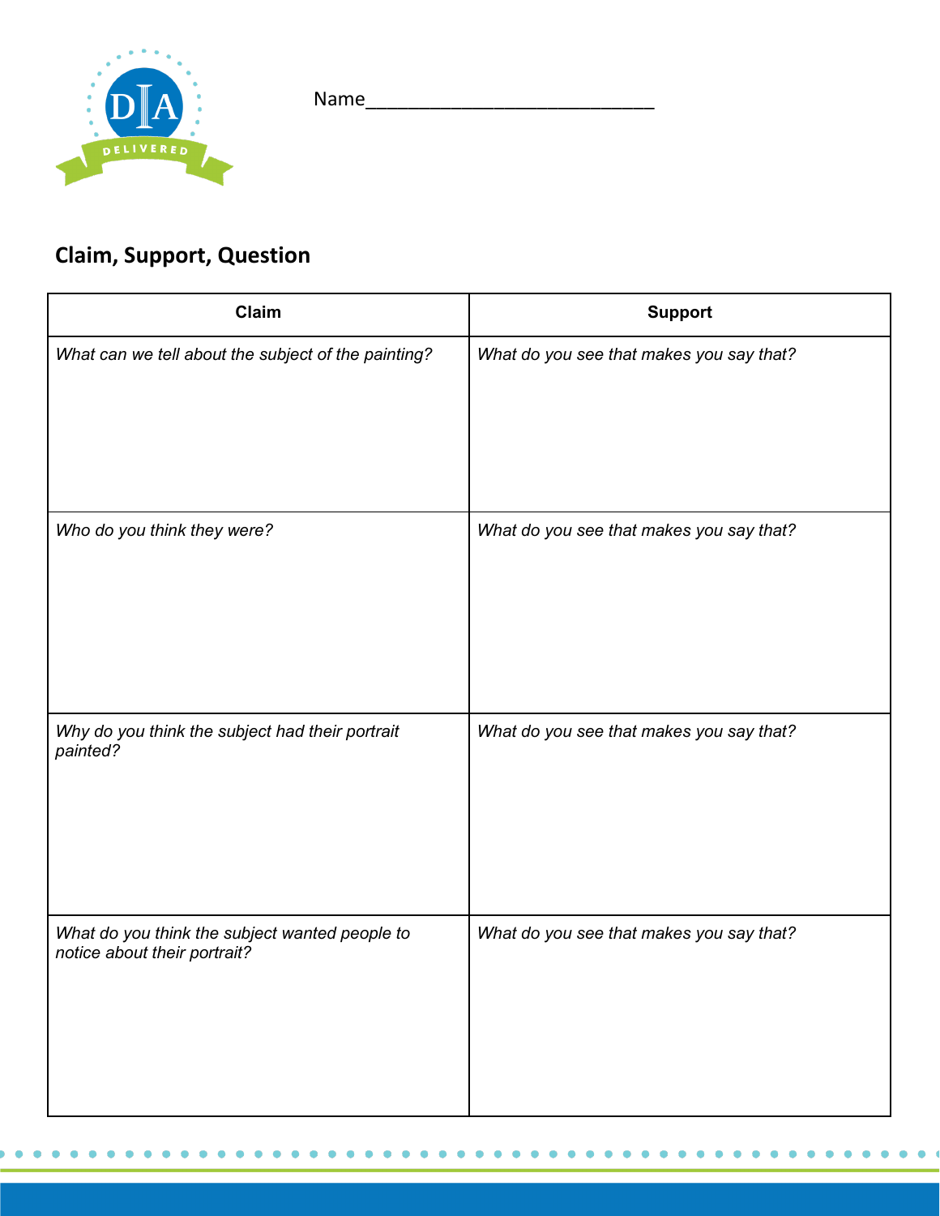Name____________________________

## Claim, Support, Question

| Claim | Support |
|---|---|
| *What can we tell about the subject of the painting?* | *What do you see that makes you say that?* |
| *Who do you think they were?* | *What do you see that makes you say that?* |
| *Why do you think the subject had their portrait painted?* | *What do you see that makes you say that?* |
| *What do you think the subject wanted people to notice about their portrait?* | *What do you see that makes you say that?* |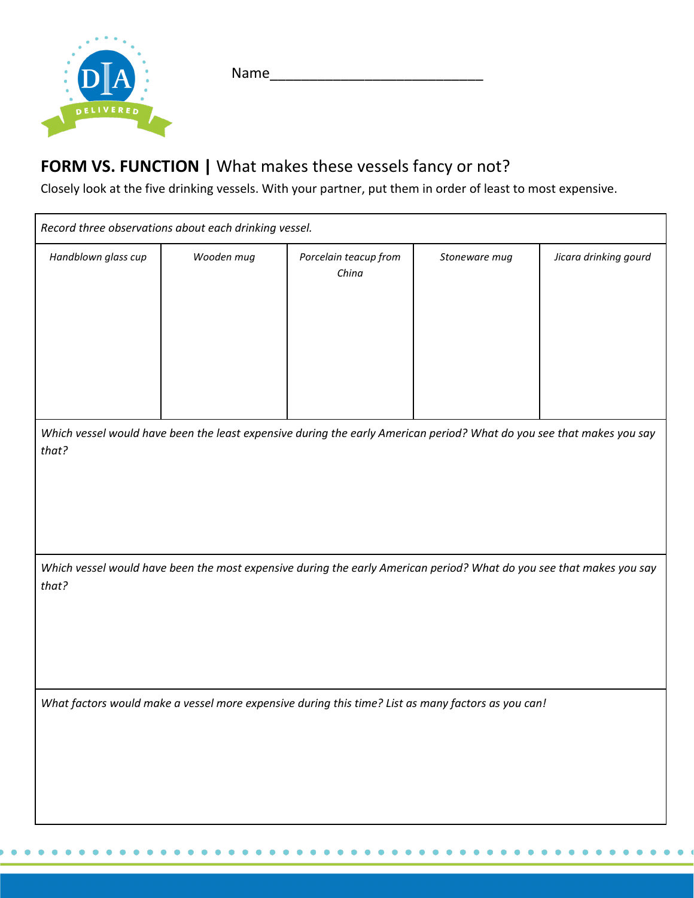Name___________________________

## **FORM VS. FUNCTION |** What makes these vessels fancy or not?

Closely look at the five drinking vessels. With your partner, put them in order of least to most expensive.

| *Record three observations about each drinking vessel.* | | | | |
|---|---|---|---|---|
| *Handblown glass cup* | *Wooden mug* | *Porcelain teacup from China* | *Stoneware mug* | *Jicara drinking gourd* |
| | | | | |

*Which vessel would have been the least expensive during the early American period? What do you see that makes you say that?*

*Which vessel would have been the most expensive during the early American period? What do you see that makes you say that?*

*What factors would make a vessel more expensive during this time? List as many factors as you can!*